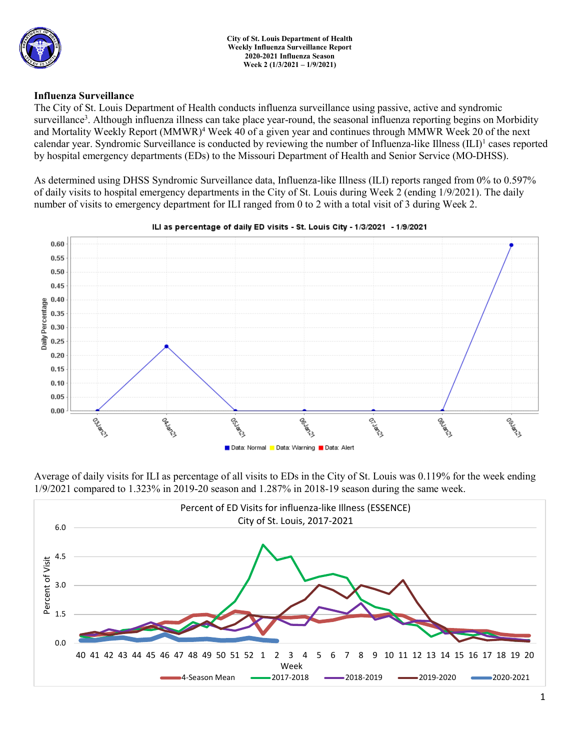City of St. Louis Department of Health
Weekly Influenza Surveillance Report
2020-2021 Influenza Season
Week 2 (1/3/2021 – 1/9/2021)

## Influenza Surveillance

The City of St. Louis Department of Health conducts influenza surveillance using passive, active and syndromic surveillance[3]. Although influenza illness can take place year-round, the seasonal influenza reporting begins on Morbidity and Mortality Weekly Report (MMWR)[4] Week 40 of a given year and continues through MMWR Week 20 of the next calendar year. Syndromic Surveillance is conducted by reviewing the number of Influenza-like Illness (ILI)[1] cases reported by hospital emergency departments (EDs) to the Missouri Department of Health and Senior Service (MO-DHSS).

As determined using DHSS Syndromic Surveillance data, Influenza-like Illness (ILI) reports ranged from 0% to 0.597% of daily visits to hospital emergency departments in the City of St. Louis during Week 2 (ending 1/9/2021). The daily number of visits to emergency department for ILI ranged from 0 to 2 with a total visit of 3 during Week 2.

ILI as percentage of daily ED visits - St. Louis City - 1/3/2021 - 1/9/2021

Daily Percentage

0.60
0.55
0.50
0.45
0.40
0.35
0.30
0.25
0.20
0.15
0.10
0.05
0.00

03Jan21
04Jan21
05Jan21
06Jan21
07Jan21
08Jan21
09Jan21

Data: Normal    Data: Warning    Data: Alert

Average of daily visits for ILI as percentage of all visits to EDs in the City of St. Louis was 0.119% for the week ending 1/9/2021 compared to 1.323% in 2019-20 season and 1.287% in 2018-19 season during the same week.

Percent of ED Visits for influenza-like Illness (ESSENCE)
City of St. Louis, 2017-2021

Percent of Visit

6.0
4.5
3.0
1.5
0.0

40 41 42 43 44 45 46 47 48 49 50 51 52 1 2 3 4 5 6 7 8 9 10 11 12 13 14 15 16 17 18 19 20

Week

4-Season Mean    2017-2018    2018-2019    2019-2020    2020-2021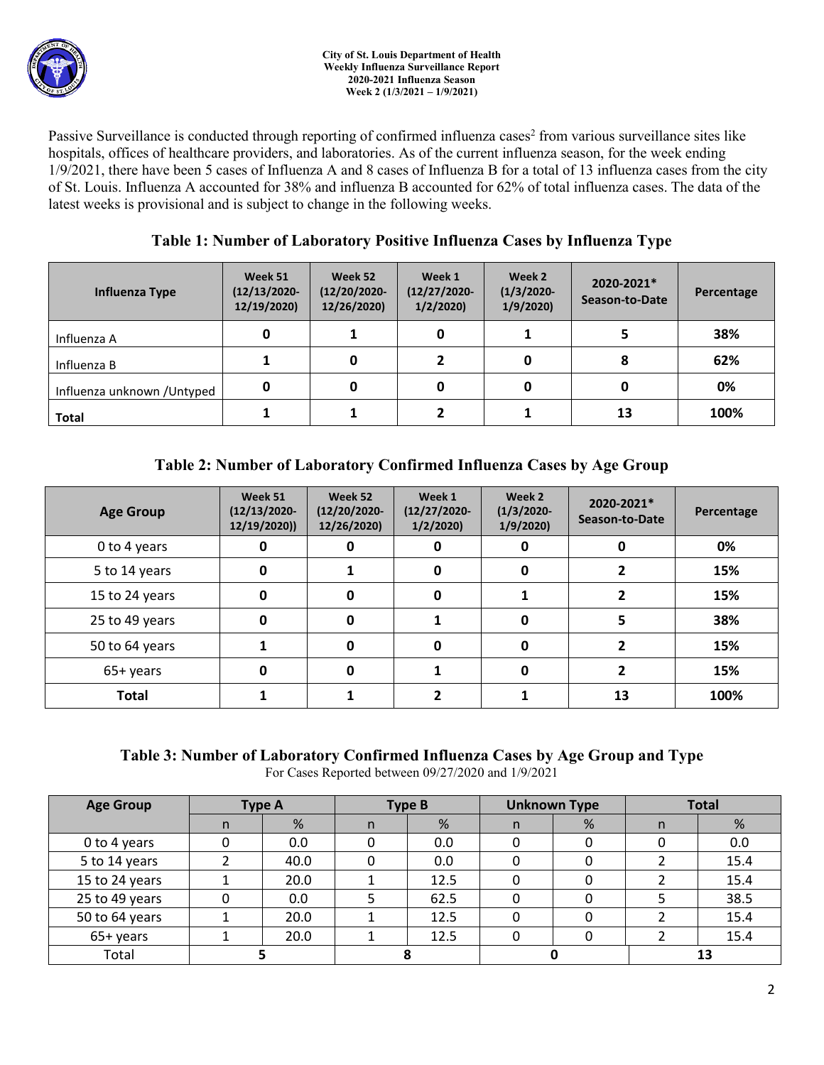City of St. Louis Department of Health
Weekly Influenza Surveillance Report
2020-2021 Influenza Season
Week 2 (1/3/2021 – 1/9/2021)

Passive Surveillance is conducted through reporting of confirmed influenza cases[2] from various surveillance sites like hospitals, offices of healthcare providers, and laboratories. As of the current influenza season, for the week ending 1/9/2021, there have been 5 cases of Influenza A and 8 cases of Influenza B for a total of 13 influenza cases from the city of St. Louis. Influenza A accounted for 38% and influenza B accounted for 62% of total influenza cases. The data of the latest weeks is provisional and is subject to change in the following weeks.

## Table 1: Number of Laboratory Positive Influenza Cases by Influenza Type

| Influenza Type | Week 51 (12/13/2020-12/19/2020) | Week 52 (12/20/2020-12/26/2020) | Week 1 (12/27/2020-1/2/2020) | Week 2 (1/3/2020-1/9/2020) | 2020-2021* Season-to-Date | Percentage |
|---|---|---|---|---|---|---|
| Influenza A | 0 | 1 | 0 | 1 | 5 | 38% |
| Influenza B | 1 | 0 | 2 | 0 | 8 | 62% |
| Influenza unknown /Untyped | 0 | 0 | 0 | 0 | 0 | 0% |
| **Total** | 1 | 1 | 2 | 1 | 13 | 100% |

## Table 2: Number of Laboratory Confirmed Influenza Cases by Age Group

| Age Group | Week 51 (12/13/2020-12/19/2020)) | Week 52 (12/20/2020-12/26/2020) | Week 1 (12/27/2020-1/2/2020) | Week 2 (1/3/2020-1/9/2020) | 2020-2021* Season-to-Date | Percentage |
|---|---|---|---|---|---|---|
| 0 to 4 years | 0 | 0 | 0 | 0 | 0 | 0% |
| 5 to 14 years | 0 | 1 | 0 | 0 | 2 | 15% |
| 15 to 24 years | 0 | 0 | 0 | 1 | 2 | 15% |
| 25 to 49 years | 0 | 0 | 1 | 0 | 5 | 38% |
| 50 to 64 years | 1 | 0 | 0 | 0 | 2 | 15% |
| 65+ years | 0 | 0 | 1 | 0 | 2 | 15% |
| **Total** | 1 | 1 | 2 | 1 | 13 | 100% |

## Table 3: Number of Laboratory Confirmed Influenza Cases by Age Group and Type

For Cases Reported between 09/27/2020 and 1/9/2021

| Age Group | Type A | | Type B | | Unknown Type | | Total | |
|---|---|---|---|---|---|---|---|---|
| | n | % | n | % | n | % | n | % |
| 0 to 4 years | 0 | 0.0 | 0 | 0.0 | 0 | 0 | 0 | 0.0 |
| 5 to 14 years | 2 | 40.0 | 0 | 0.0 | 0 | 0 | 2 | 15.4 |
| 15 to 24 years | 1 | 20.0 | 1 | 12.5 | 0 | 0 | 2 | 15.4 |
| 25 to 49 years | 0 | 0.0 | 5 | 62.5 | 0 | 0 | 5 | 38.5 |
| 50 to 64 years | 1 | 20.0 | 1 | 12.5 | 0 | 0 | 2 | 15.4 |
| 65+ years | 1 | 20.0 | 1 | 12.5 | 0 | 0 | 2 | 15.4 |
| Total | 5 | | 8 | | 0 | | 13 | |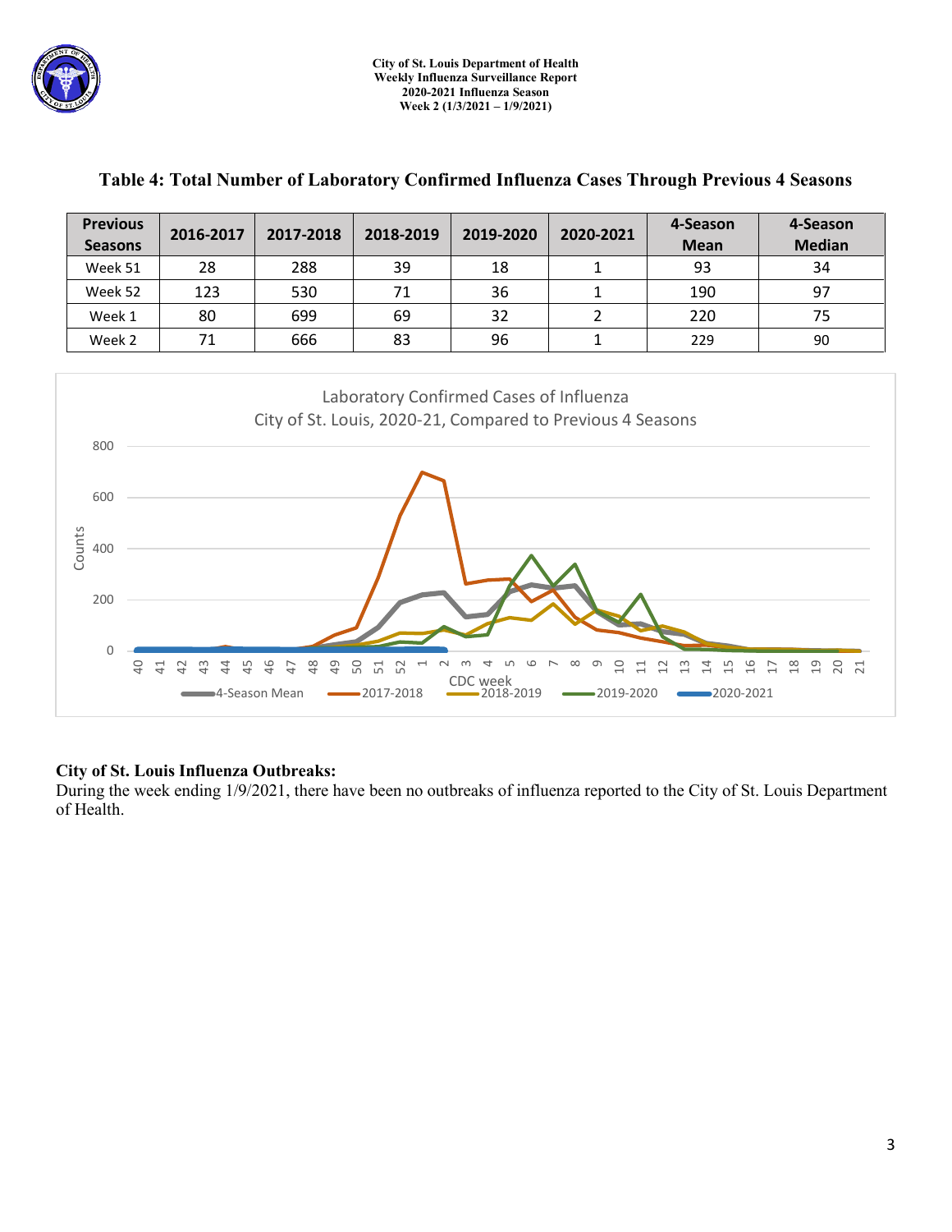City of St. Louis Department of Health
Weekly Influenza Surveillance Report
2020-2021 Influenza Season
Week 2 (1/3/2021 – 1/9/2021)

## Table 4: Total Number of Laboratory Confirmed Influenza Cases Through Previous 4 Seasons

| Previous Seasons | 2016-2017 | 2017-2018 | 2018-2019 | 2019-2020 | 2020-2021 | 4-Season Mean | 4-Season Median |
|---|---|---|---|---|---|---|---|
| Week 51 | 28 | 288 | 39 | 18 | 1 | 93 | 34 |
| Week 52 | 123 | 530 | 71 | 36 | 1 | 190 | 97 |
| Week 1 | 80 | 699 | 69 | 32 | 2 | 220 | 75 |
| Week 2 | 71 | 666 | 83 | 96 | 1 | 229 | 90 |

Laboratory Confirmed Cases of Influenza
City of St. Louis, 2020-21, Compared to Previous 4 Seasons

Counts

800
600
400
200
0

40 41 42 43 44 45 46 47 48 49 50 51 52 1 2 3 4 5 6 7 8 9 10 11 12 13 14 15 16 17 18 19 20 21

CDC week

4-Season Mean
2017-2018
2018-2019
2019-2020
2020-2021

**City of St. Louis Influenza Outbreaks:**
During the week ending 1/9/2021, there have been no outbreaks of influenza reported to the City of St. Louis Department of Health.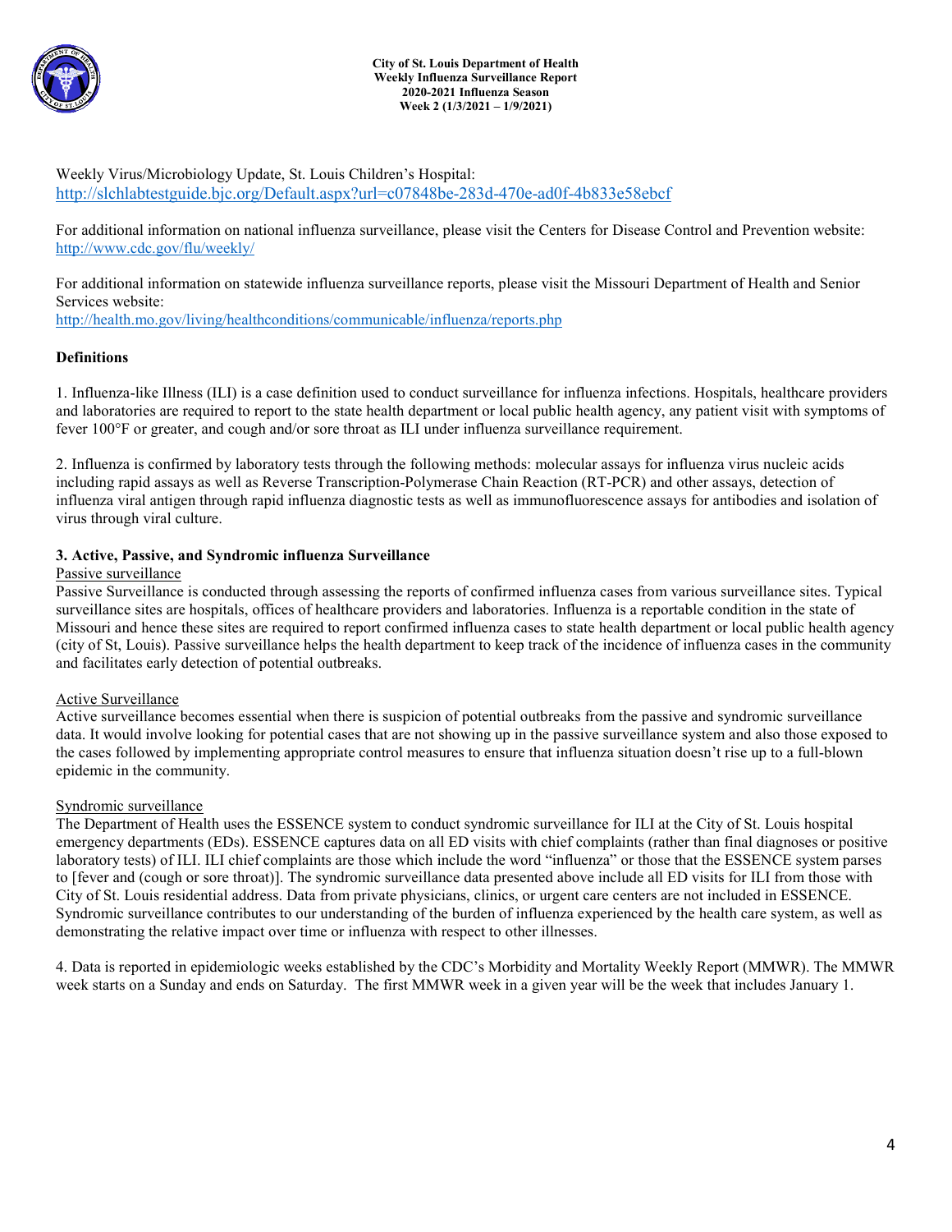Weekly Virus/Microbiology Update, St. Louis Children's Hospital:
http://slchlabtestguide.bjc.org/Default.aspx?url=c07848be-283d-470e-ad0f-4b833e58ebcf

For additional information on national influenza surveillance, please visit the Centers for Disease Control and Prevention website:
http://www.cdc.gov/flu/weekly/

For additional information on statewide influenza surveillance reports, please visit the Missouri Department of Health and Senior Services website:
http://health.mo.gov/living/healthconditions/communicable/influenza/reports.php

**Definitions**

1. Influenza-like Illness (ILI) is a case definition used to conduct surveillance for influenza infections. Hospitals, healthcare providers and laboratories are required to report to the state health department or local public health agency, any patient visit with symptoms of fever 100°F or greater, and cough and/or sore throat as ILI under influenza surveillance requirement.

2. Influenza is confirmed by laboratory tests through the following methods: molecular assays for influenza virus nucleic acids including rapid assays as well as Reverse Transcription-Polymerase Chain Reaction (RT-PCR) and other assays, detection of influenza viral antigen through rapid influenza diagnostic tests as well as immunofluorescence assays for antibodies and isolation of virus through viral culture.

**3. Active, Passive, and Syndromic influenza Surveillance**

Passive surveillance

Passive Surveillance is conducted through assessing the reports of confirmed influenza cases from various surveillance sites. Typical surveillance sites are hospitals, offices of healthcare providers and laboratories. Influenza is a reportable condition in the state of Missouri and hence these sites are required to report confirmed influenza cases to state health department or local public health agency (city of St, Louis). Passive surveillance helps the health department to keep track of the incidence of influenza cases in the community and facilitates early detection of potential outbreaks.

Active Surveillance

Active surveillance becomes essential when there is suspicion of potential outbreaks from the passive and syndromic surveillance data. It would involve looking for potential cases that are not showing up in the passive surveillance system and also those exposed to the cases followed by implementing appropriate control measures to ensure that influenza situation doesn't rise up to a full-blown epidemic in the community.

Syndromic surveillance

The Department of Health uses the ESSENCE system to conduct syndromic surveillance for ILI at the City of St. Louis hospital emergency departments (EDs). ESSENCE captures data on all ED visits with chief complaints (rather than final diagnoses or positive laboratory tests) of ILI. ILI chief complaints are those which include the word "influenza" or those that the ESSENCE system parses to [fever and (cough or sore throat)]. The syndromic surveillance data presented above include all ED visits for ILI from those with City of St. Louis residential address. Data from private physicians, clinics, or urgent care centers are not included in ESSENCE. Syndromic surveillance contributes to our understanding of the burden of influenza experienced by the health care system, as well as demonstrating the relative impact over time or influenza with respect to other illnesses.

4. Data is reported in epidemiologic weeks established by the CDC's Morbidity and Mortality Weekly Report (MMWR). The MMWR week starts on a Sunday and ends on Saturday. The first MMWR week in a given year will be the week that includes January 1.